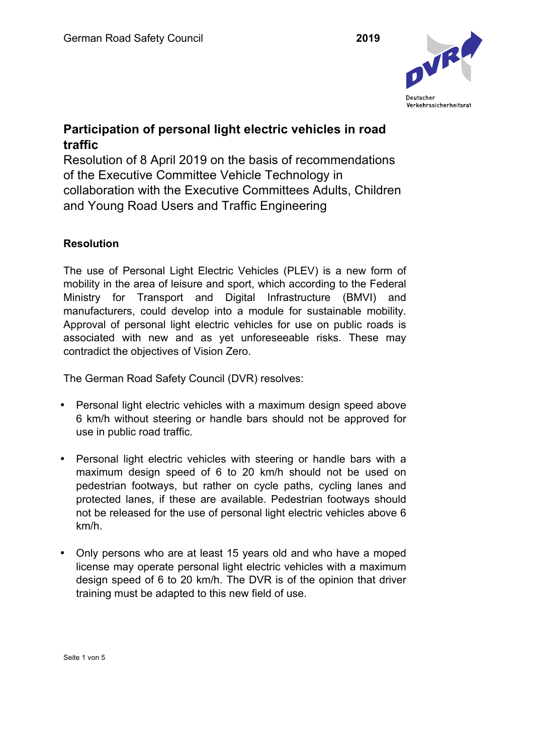# Participation of personal light electric vehicles in road traffic

Resolution of 8 April 2019 on the basis of recommendations of the Executive Committee Vehicle Technology in collaboration with the Executive Committees Adults, Children and Young Road Users and Traffic Engineering

## Resolution

The use of Personal Light Electric Vehicles (PLEV) is a new form of mobility in the area of leisure and sport, which according to the Federal Ministry for Transport and Digital Infrastructure (BMVI) and manufacturers, could develop into a module for sustainable mobility. Approval of personal light electric vehicles for use on public roads is associated with new and as yet unforeseeable risks. These may contradict the objectives of Vision Zero.

The German Road Safety Council (DVR) resolves:

- Personal light electric vehicles with a maximum design speed above 6 km/h without steering or handle bars should not be approved for use in public road traffic.

- Personal light electric vehicles with steering or handle bars with a maximum design speed of 6 to 20 km/h should not be used on pedestrian footways, but rather on cycle paths, cycling lanes and protected lanes, if these are available. Pedestrian footways should not be released for the use of personal light electric vehicles above 6 km/h.

- Only persons who are at least 15 years old and who have a moped license may operate personal light electric vehicles with a maximum design speed of 6 to 20 km/h. The DVR is of the opinion that driver training must be adapted to this new field of use.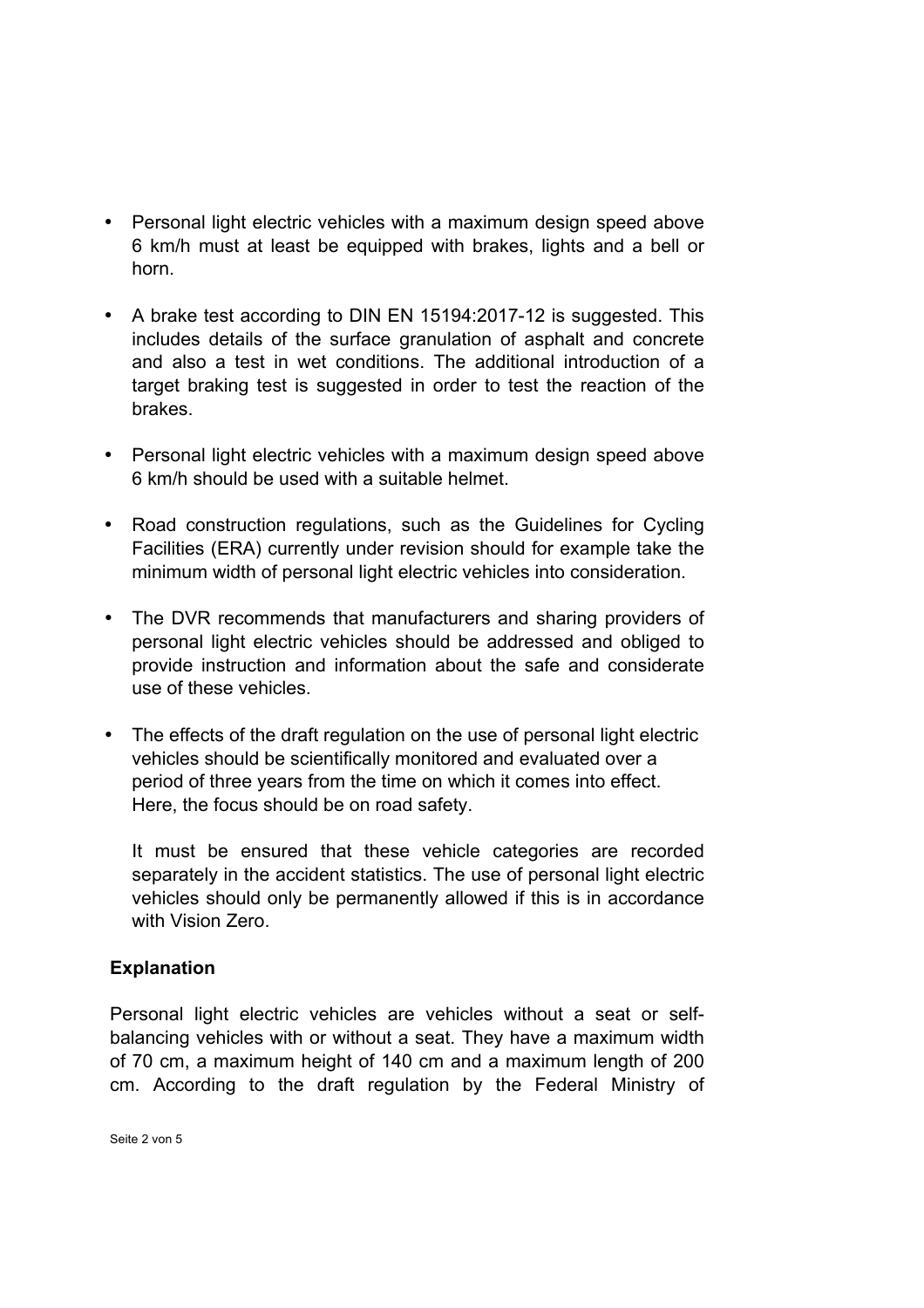- Personal light electric vehicles with a maximum design speed above 6 km/h must at least be equipped with brakes, lights and a bell or horn.

- A brake test according to DIN EN 15194:2017-12 is suggested. This includes details of the surface granulation of asphalt and concrete and also a test in wet conditions. The additional introduction of a target braking test is suggested in order to test the reaction of the brakes.

- Personal light electric vehicles with a maximum design speed above 6 km/h should be used with a suitable helmet.

- Road construction regulations, such as the Guidelines for Cycling Facilities (ERA) currently under revision should for example take the minimum width of personal light electric vehicles into consideration.

- The DVR recommends that manufacturers and sharing providers of personal light electric vehicles should be addressed and obliged to provide instruction and information about the safe and considerate use of these vehicles.

- The effects of the draft regulation on the use of personal light electric vehicles should be scientifically monitored and evaluated over a period of three years from the time on which it comes into effect. Here, the focus should be on road safety.

  It must be ensured that these vehicle categories are recorded separately in the accident statistics. The use of personal light electric vehicles should only be permanently allowed if this is in accordance with Vision Zero.

**Explanation**

Personal light electric vehicles are vehicles without a seat or self-balancing vehicles with or without a seat. They have a maximum width of 70 cm, a maximum height of 140 cm and a maximum length of 200 cm. According to the draft regulation by the Federal Ministry of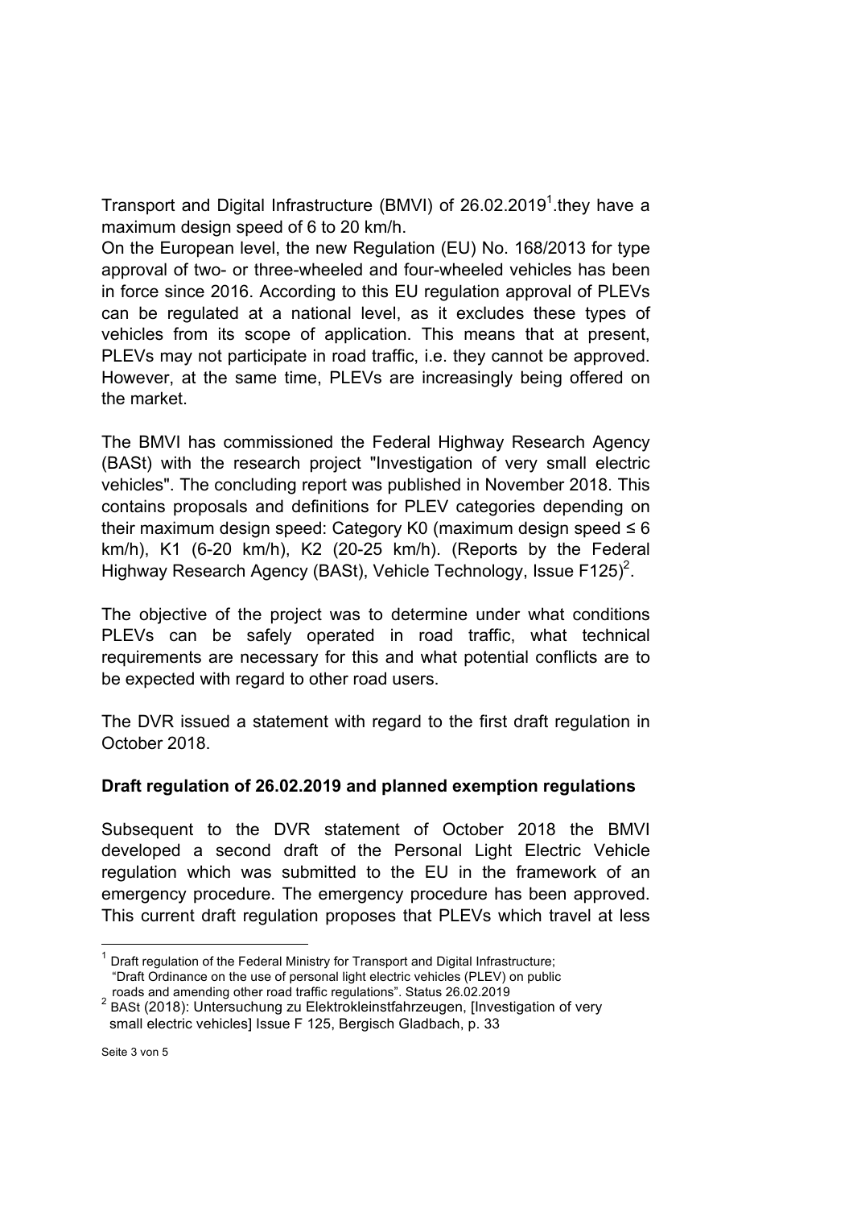Transport and Digital Infrastructure (BMVI) of 26.02.2019[1].they have a maximum design speed of 6 to 20 km/h.

On the European level, the new Regulation (EU) No. 168/2013 for type approval of two- or three-wheeled and four-wheeled vehicles has been in force since 2016. According to this EU regulation approval of PLEVs can be regulated at a national level, as it excludes these types of vehicles from its scope of application. This means that at present, PLEVs may not participate in road traffic, i.e. they cannot be approved. However, at the same time, PLEVs are increasingly being offered on the market.

The BMVI has commissioned the Federal Highway Research Agency (BASt) with the research project "Investigation of very small electric vehicles". The concluding report was published in November 2018. This contains proposals and definitions for PLEV categories depending on their maximum design speed: Category K0 (maximum design speed ≤ 6 km/h), K1 (6-20 km/h), K2 (20-25 km/h). (Reports by the Federal Highway Research Agency (BASt), Vehicle Technology, Issue F125)[2].

The objective of the project was to determine under what conditions PLEVs can be safely operated in road traffic, what technical requirements are necessary for this and what potential conflicts are to be expected with regard to other road users.

The DVR issued a statement with regard to the first draft regulation in October 2018.

**Draft regulation of 26.02.2019 and planned exemption regulations**

Subsequent to the DVR statement of October 2018 the BMVI developed a second draft of the Personal Light Electric Vehicle regulation which was submitted to the EU in the framework of an emergency procedure. The emergency procedure has been approved. This current draft regulation proposes that PLEVs which travel at less

---

[1] Draft regulation of the Federal Ministry for Transport and Digital Infrastructure; "Draft Ordinance on the use of personal light electric vehicles (PLEV) on public roads and amending other road traffic regulations". Status 26.02.2019

[2] BASt (2018): Untersuchung zu Elektrokleinstfahrzeugen, [Investigation of very small electric vehicles] Issue F 125, Bergisch Gladbach, p. 33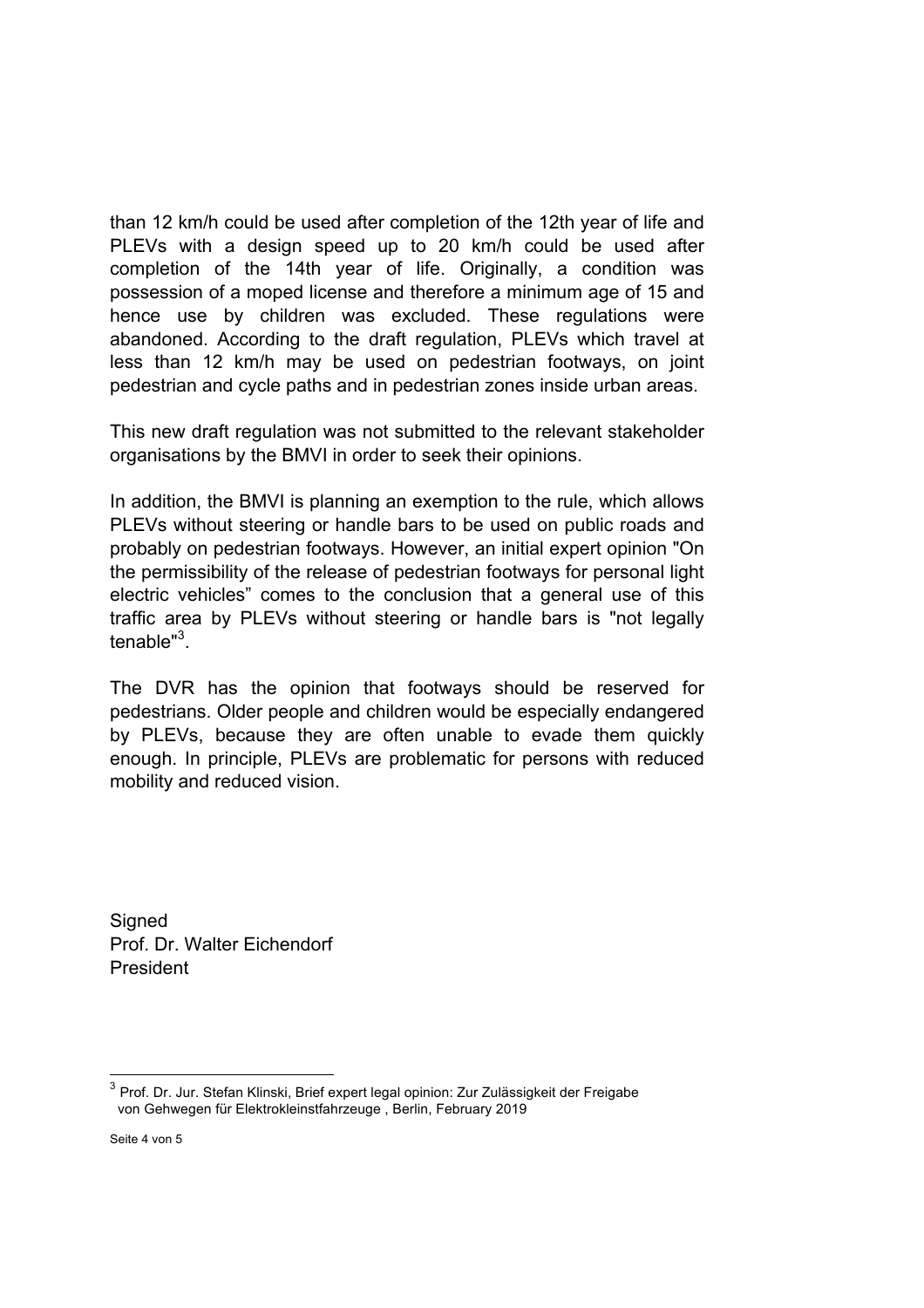than 12 km/h could be used after completion of the 12th year of life and PLEVs with a design speed up to 20 km/h could be used after completion of the 14th year of life. Originally, a condition was possession of a moped license and therefore a minimum age of 15 and hence use by children was excluded. These regulations were abandoned. According to the draft regulation, PLEVs which travel at less than 12 km/h may be used on pedestrian footways, on joint pedestrian and cycle paths and in pedestrian zones inside urban areas.

This new draft regulation was not submitted to the relevant stakeholder organisations by the BMVI in order to seek their opinions.

In addition, the BMVI is planning an exemption to the rule, which allows PLEVs without steering or handle bars to be used on public roads and probably on pedestrian footways. However, an initial expert opinion "On the permissibility of the release of pedestrian footways for personal light electric vehicles" comes to the conclusion that a general use of this traffic area by PLEVs without steering or handle bars is "not legally tenable"[3].

The DVR has the opinion that footways should be reserved for pedestrians. Older people and children would be especially endangered by PLEVs, because they are often unable to evade them quickly enough. In principle, PLEVs are problematic for persons with reduced mobility and reduced vision.

Signed
Prof. Dr. Walter Eichendorf
President

---

[3] Prof. Dr. Jur. Stefan Klinski, Brief expert legal opinion: Zur Zulässigkeit der Freigabe von Gehwegen für Elektrokleinstfahrzeuge , Berlin, February 2019